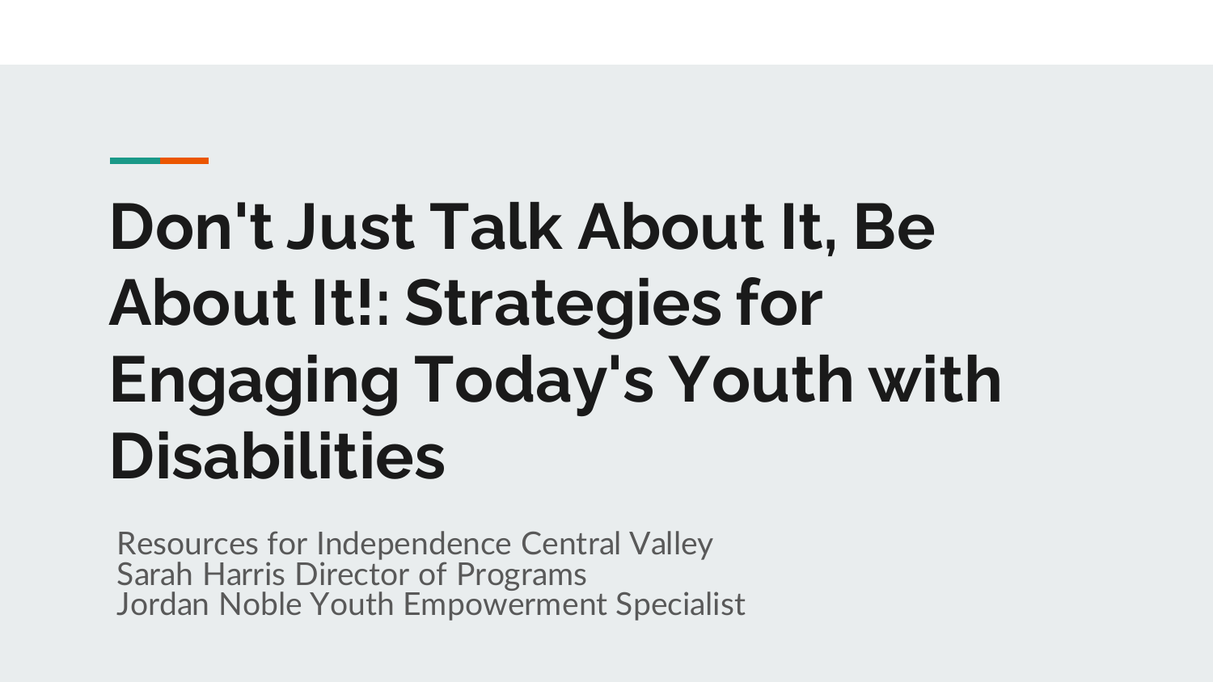# Don't Just Talk About It, Be About It!: Strategies for Engaging Today's Youth with Disabilities

Resources for Independence Central Valley
Sarah Harris Director of Programs
Jordan Noble Youth Empowerment Specialist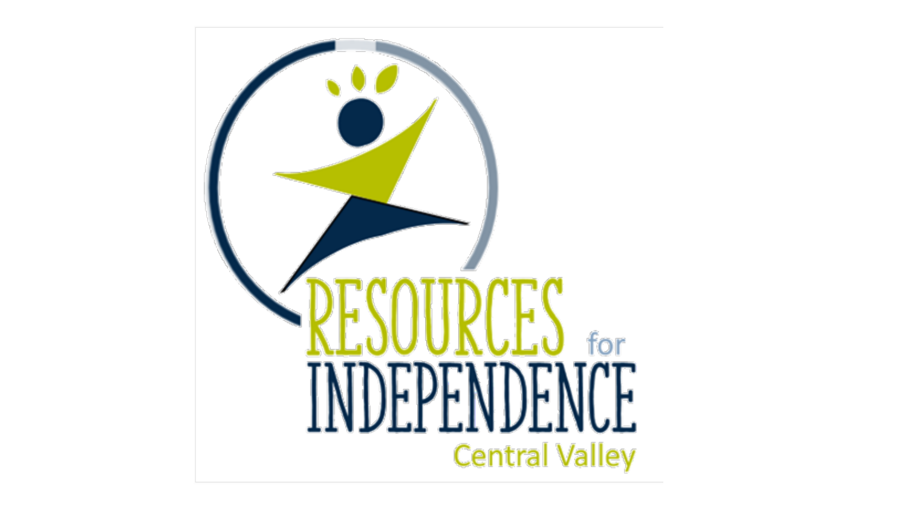RESOURCES for INDEPENDENCE

Central Valley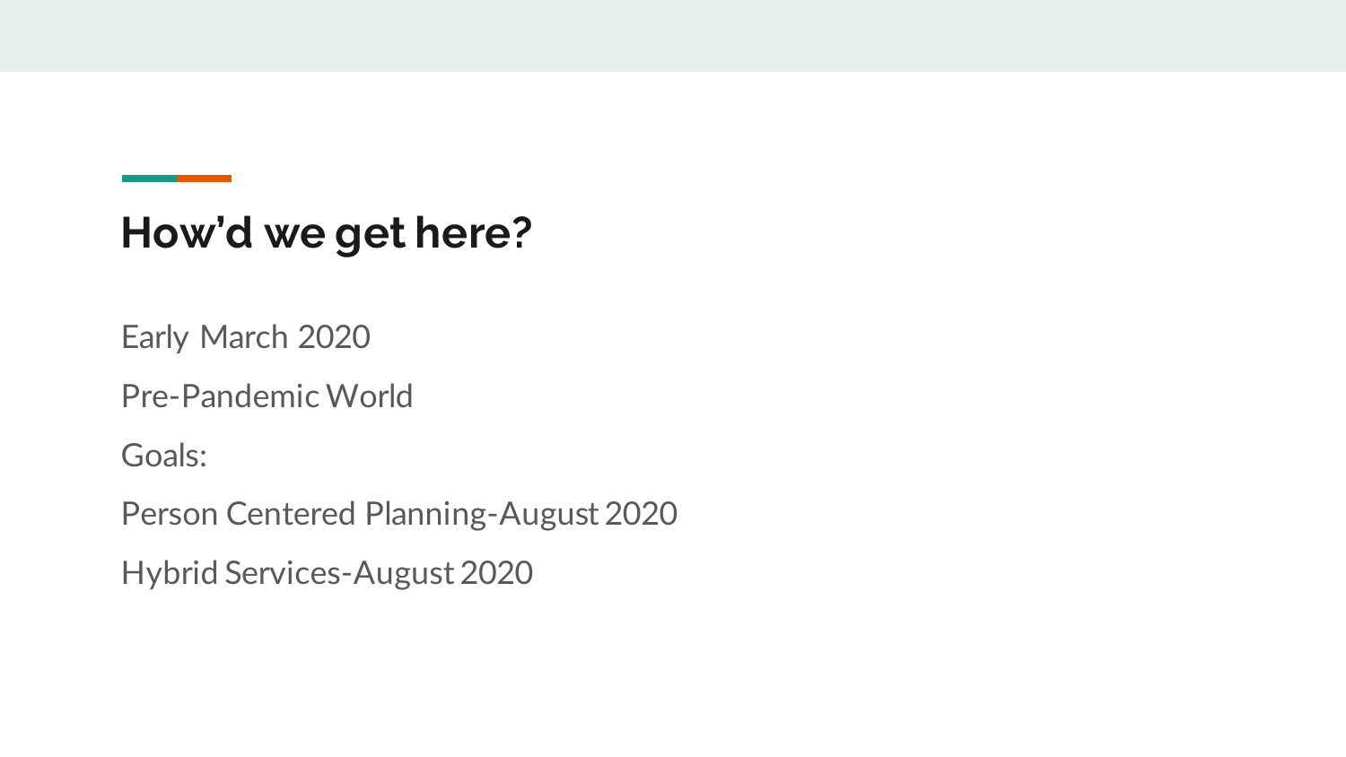## How'd we get here?

Early March 2020

Pre-Pandemic World

Goals:

Person Centered Planning-August 2020

Hybrid Services-August 2020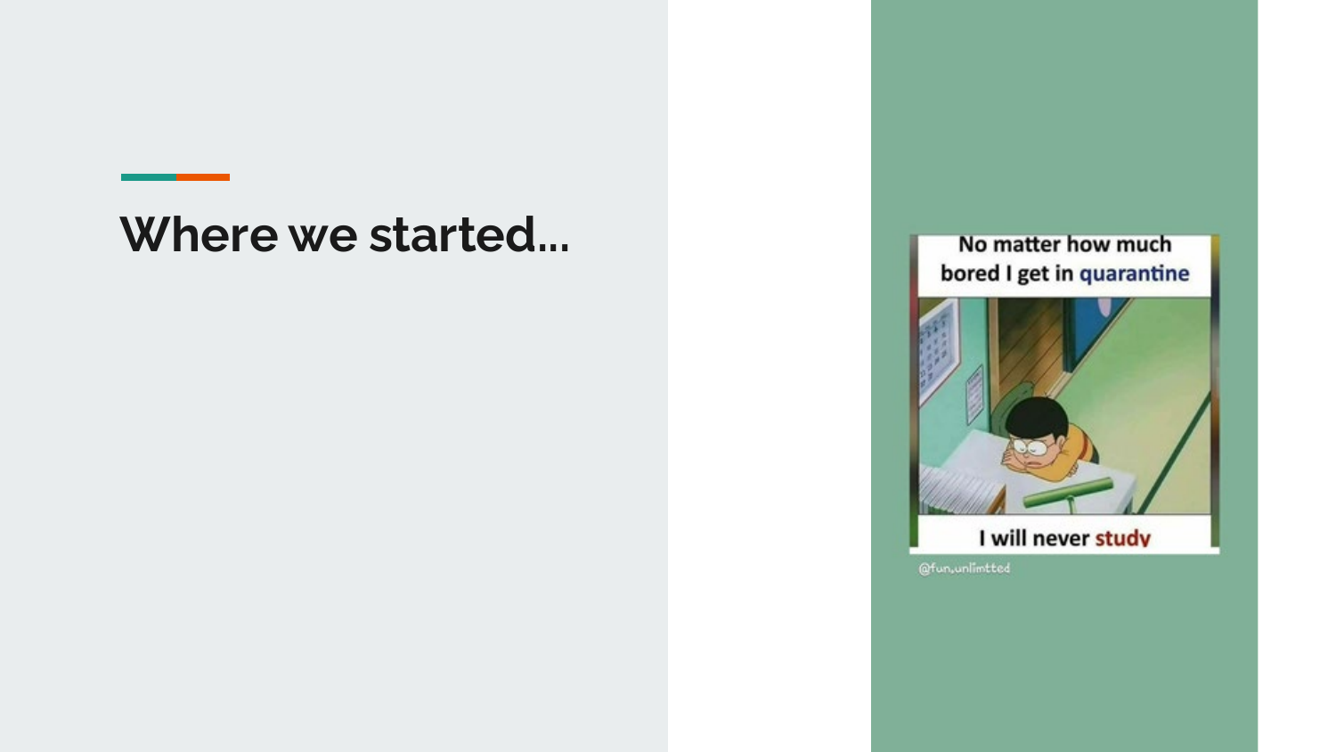# Where we started...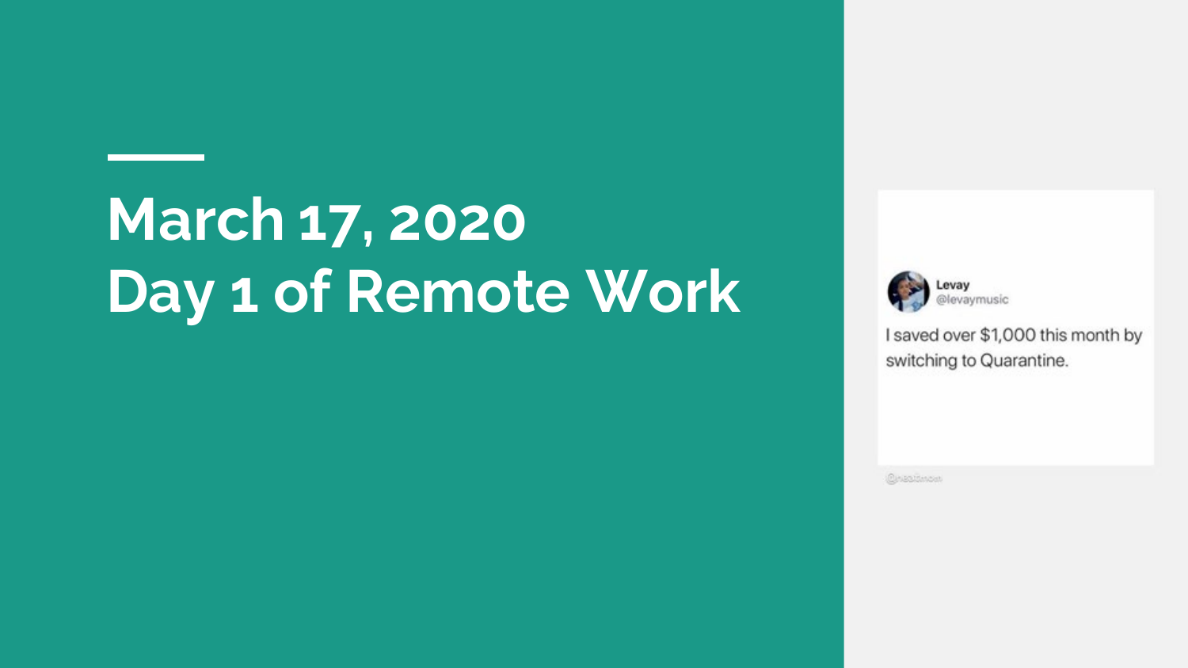# March 17, 2020
# Day 1 of Remote Work

Levay
@levaymusic

I saved over $1,000 this month by switching to Quarantine.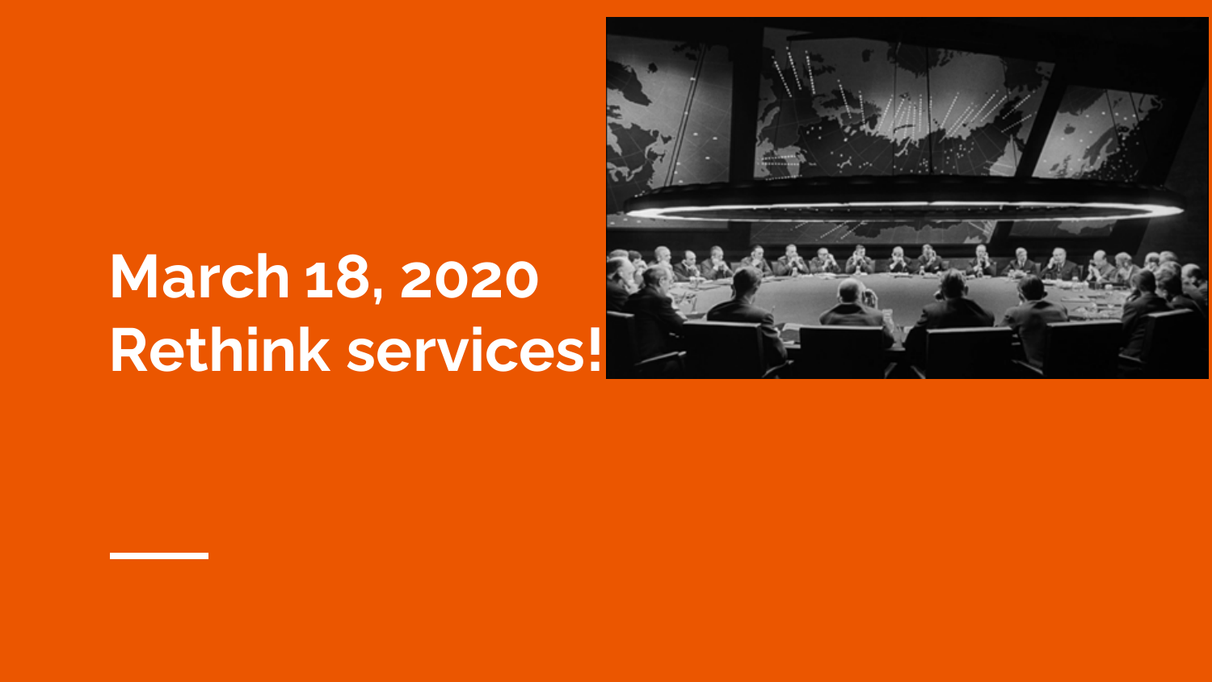# March 18, 2020
# Rethink services!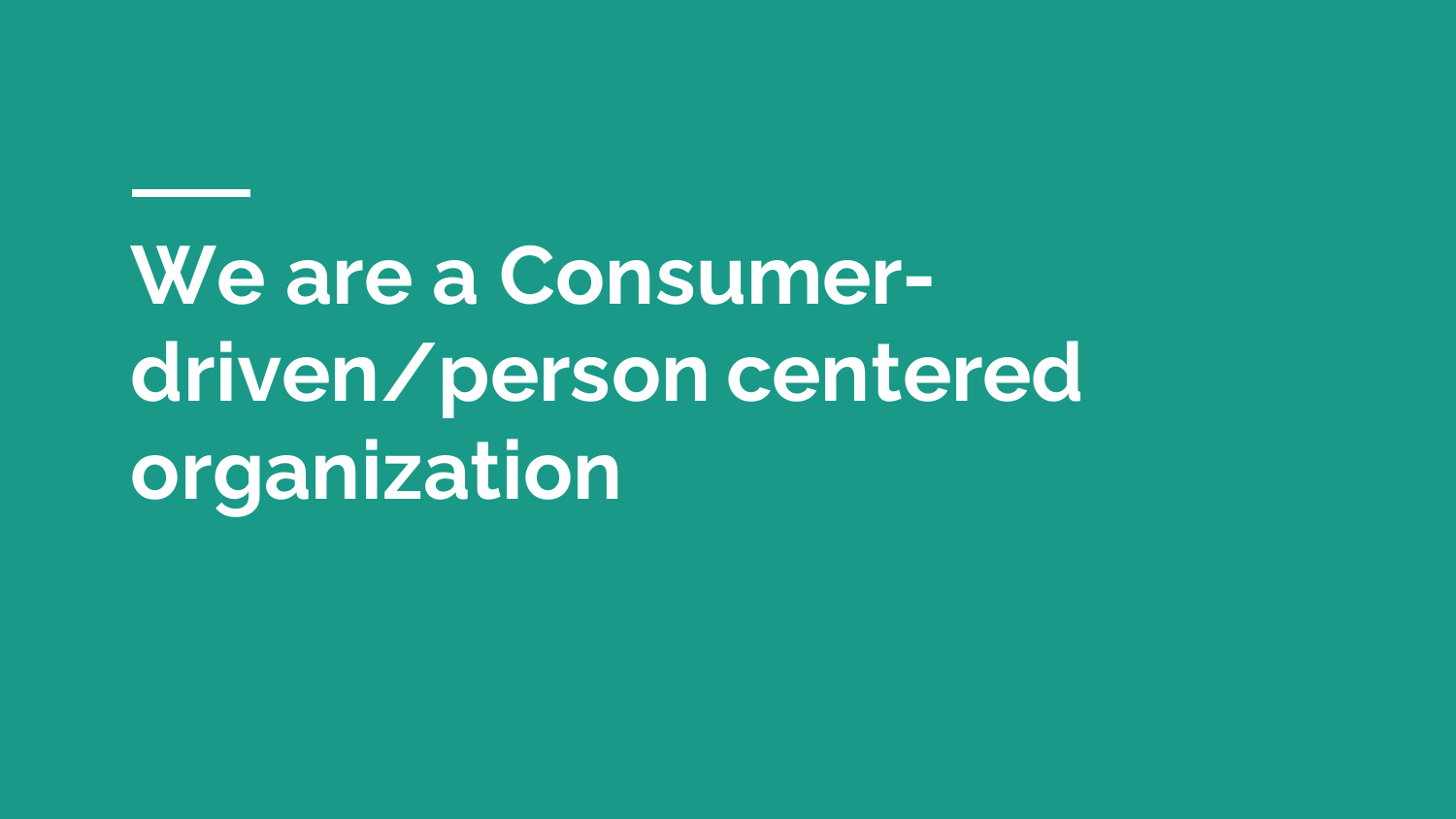# We are a Consumer-driven/person centered organization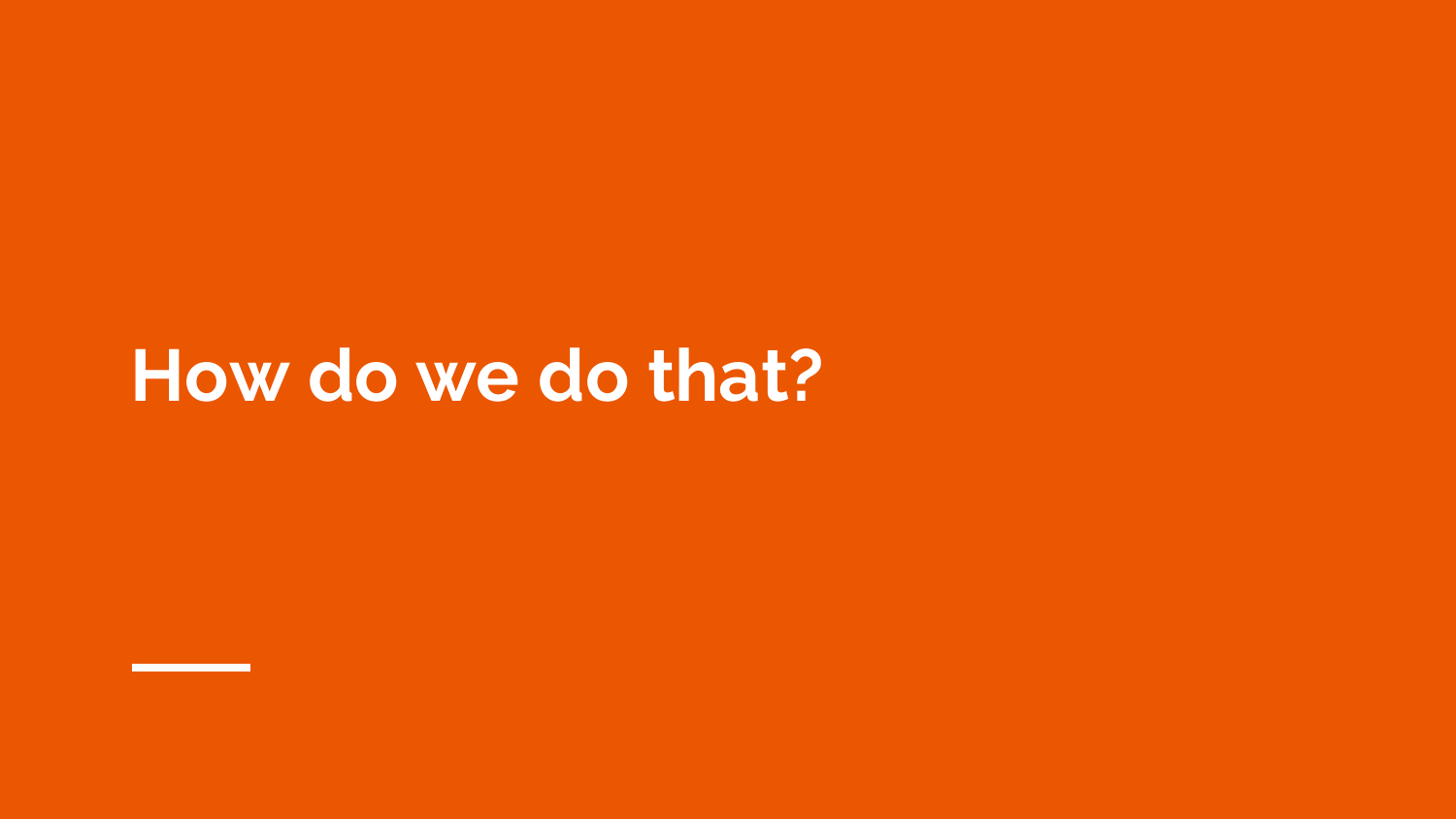# How do we do that?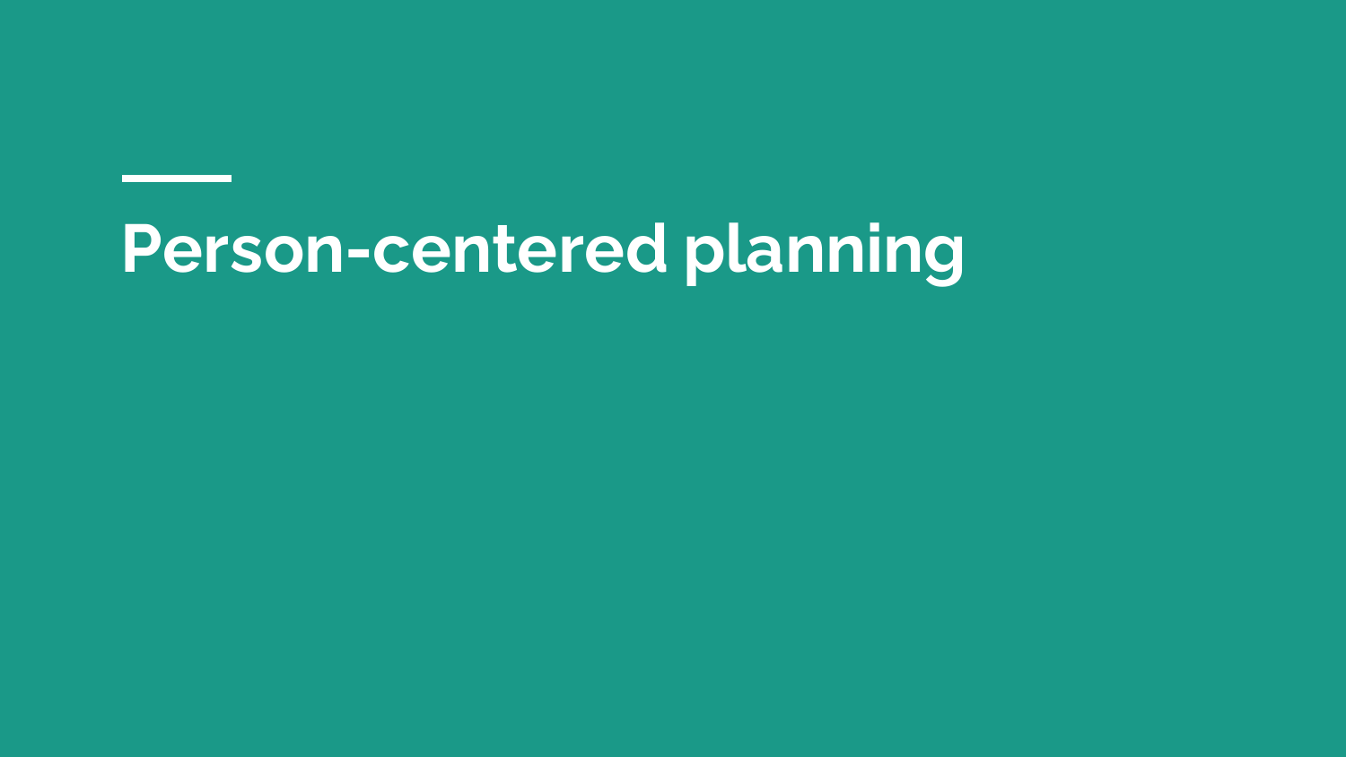# Person-centered planning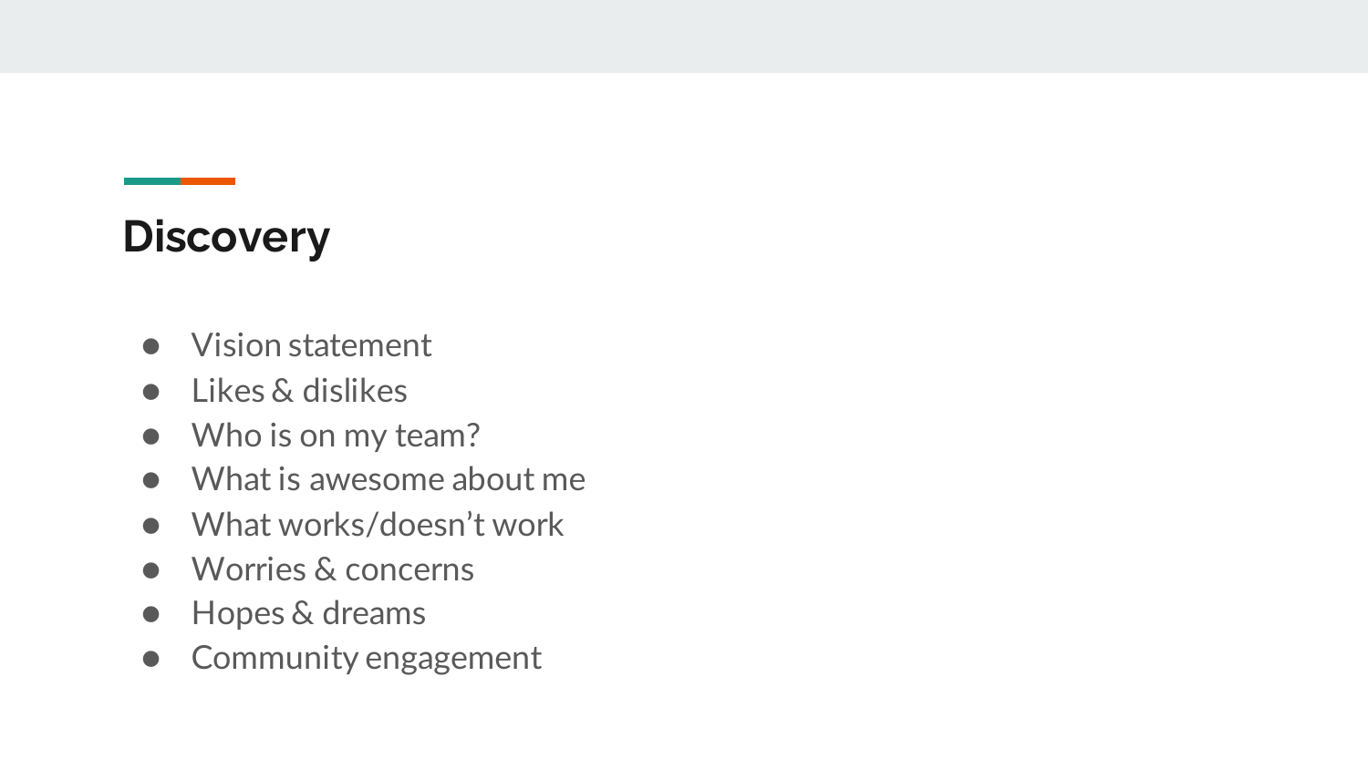## Discovery

- Vision statement
- Likes & dislikes
- Who is on my team?
- What is awesome about me
- What works/doesn’t work
- Worries & concerns
- Hopes & dreams
- Community engagement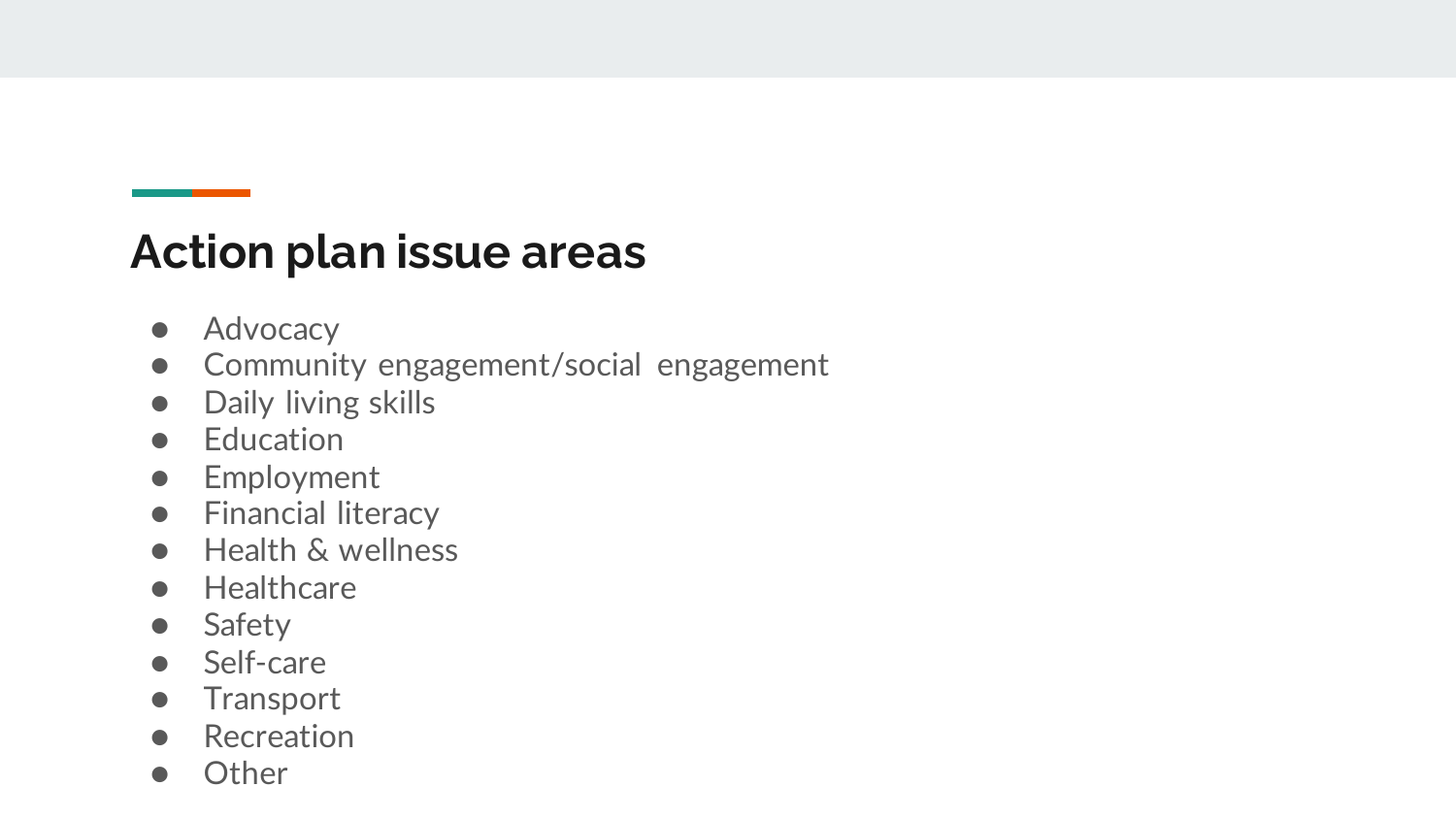## Action plan issue areas

- Advocacy
- Community engagement/social engagement
- Daily living skills
- Education
- Employment
- Financial literacy
- Health & wellness
- Healthcare
- Safety
- Self-care
- Transport
- Recreation
- Other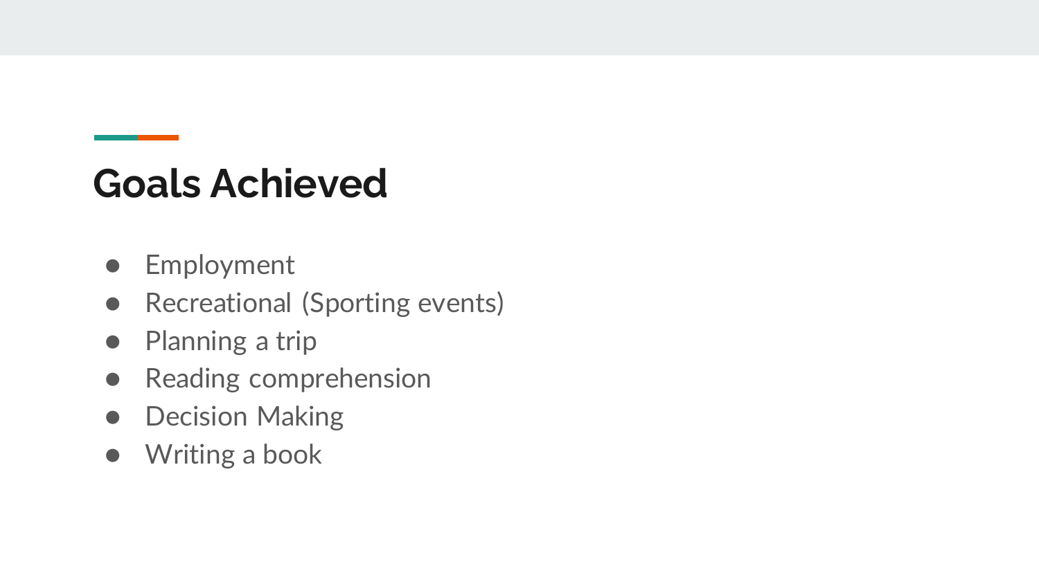# Goals Achieved

- Employment
- Recreational (Sporting events)
- Planning a trip
- Reading comprehension
- Decision Making
- Writing a book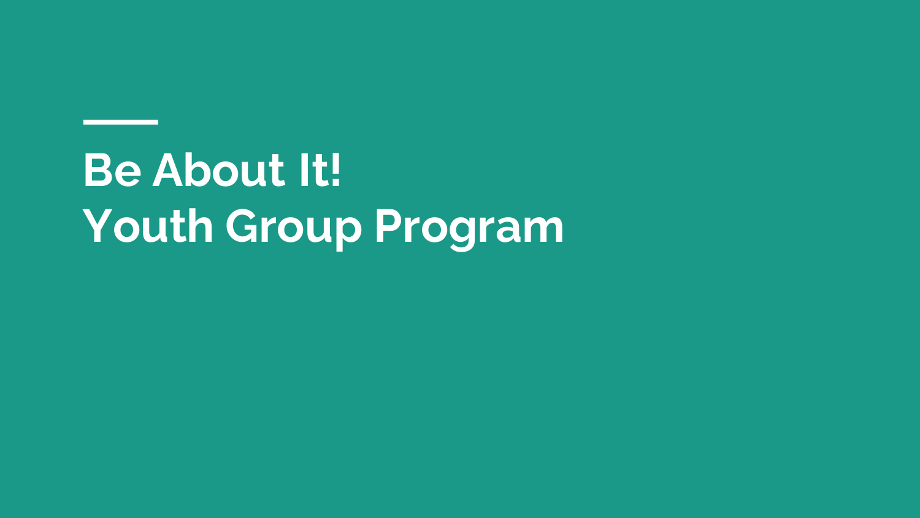# Be About It!
# Youth Group Program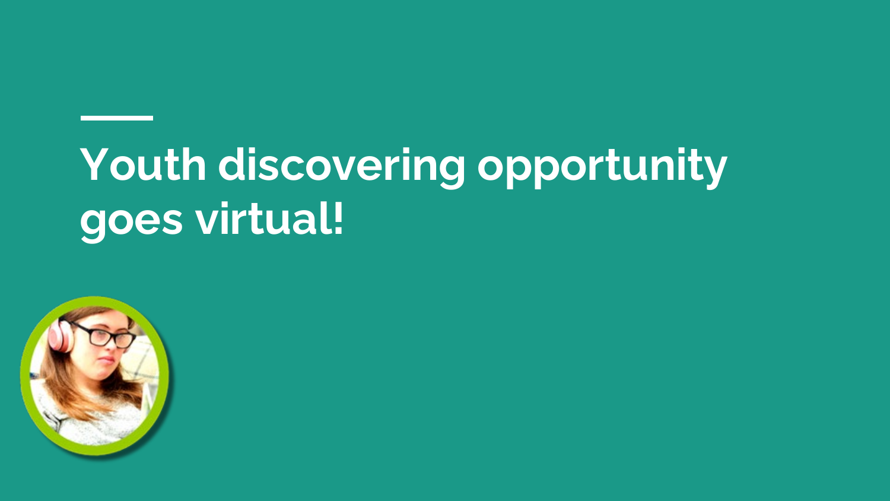# Youth discovering opportunity goes virtual!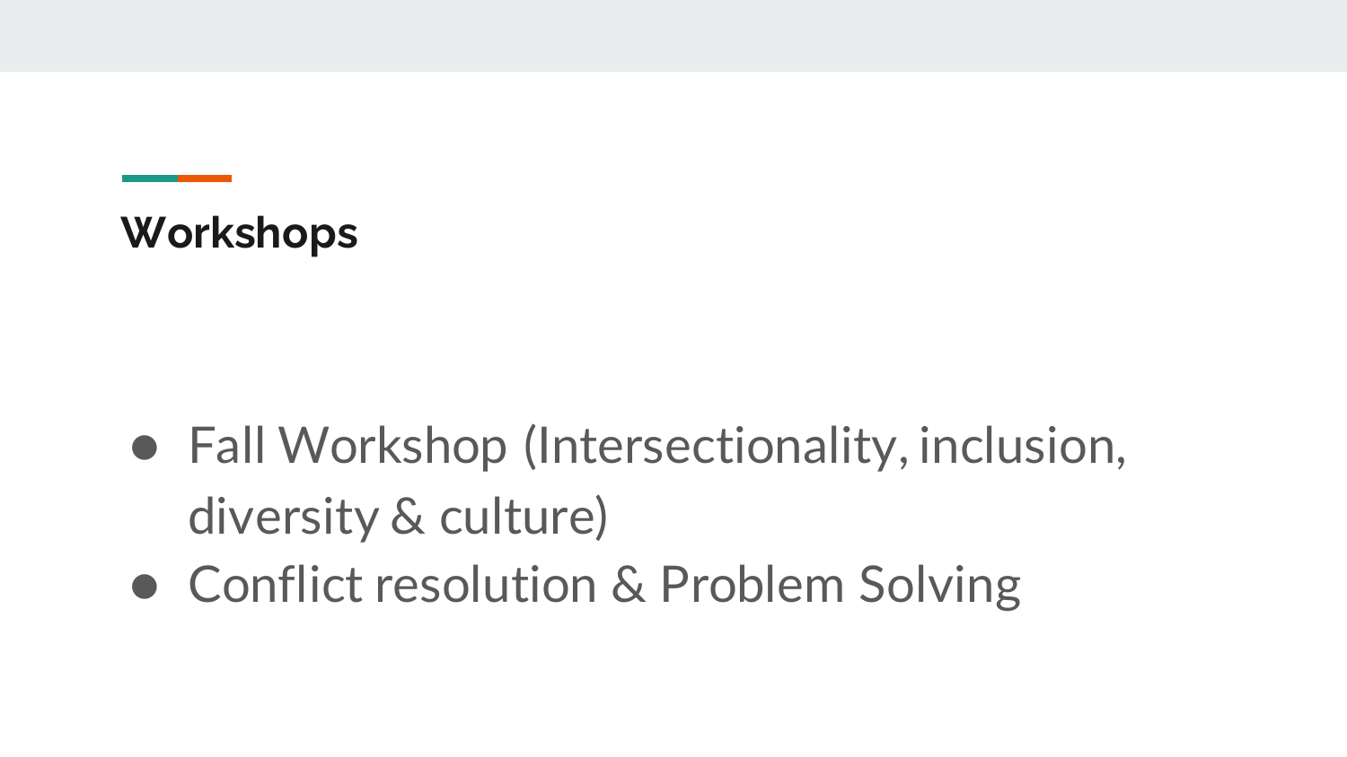## Workshops

- Fall Workshop (Intersectionality, inclusion, diversity & culture)
- Conflict resolution & Problem Solving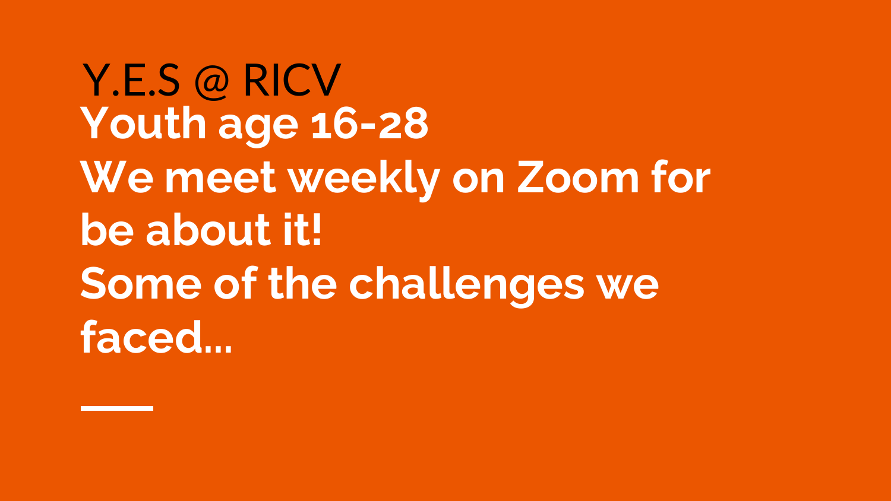# Y.E.S @ RICV

**Youth age 16-28**

**We meet weekly on Zoom for be about it!**

**Some of the challenges we faced...**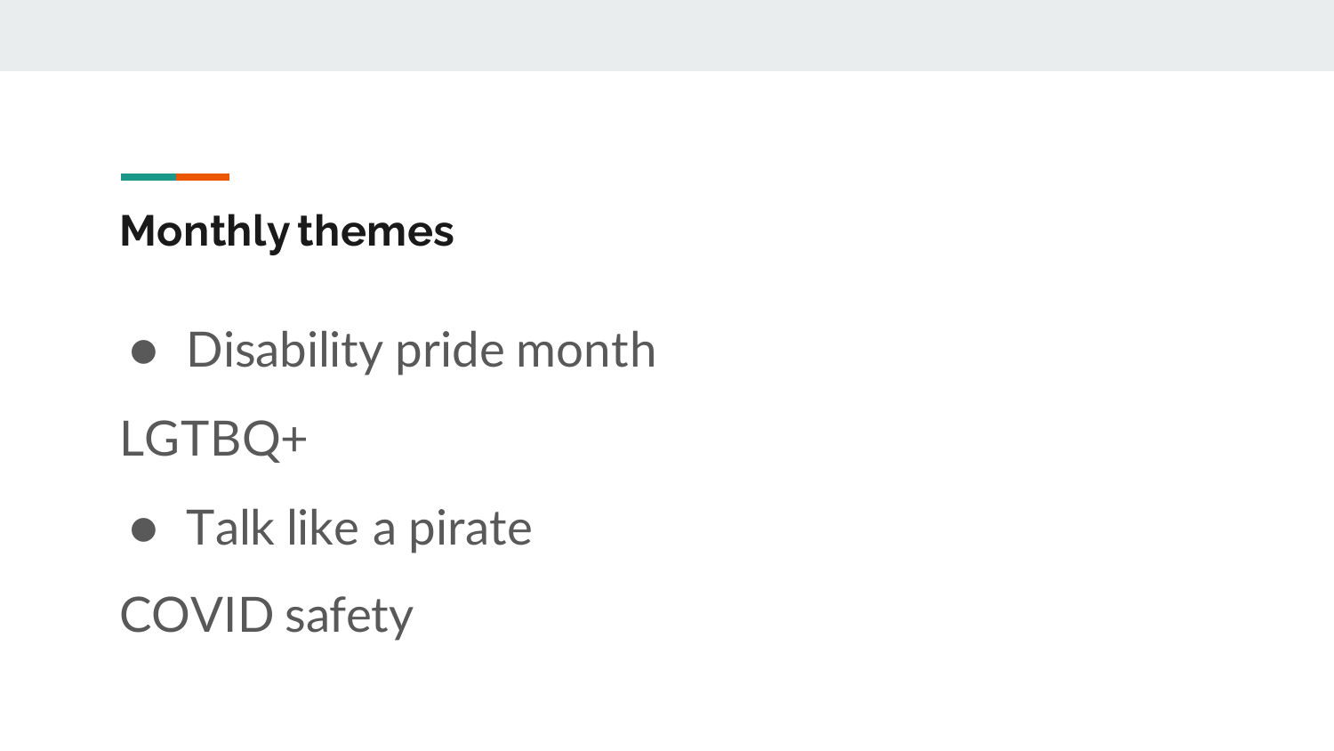## Monthly themes

- Disability pride month

LGTBQ+

- Talk like a pirate

COVID safety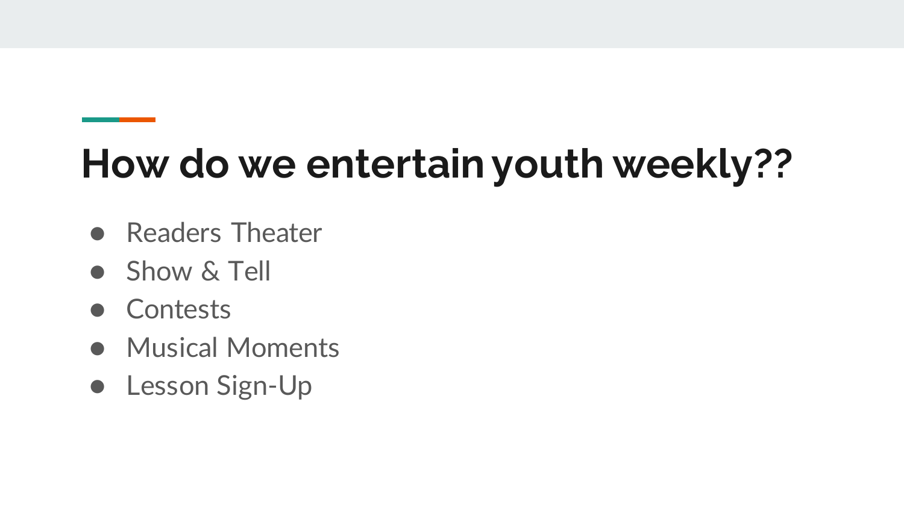# How do we entertain youth weekly??

- Readers Theater
- Show & Tell
- Contests
- Musical Moments
- Lesson Sign-Up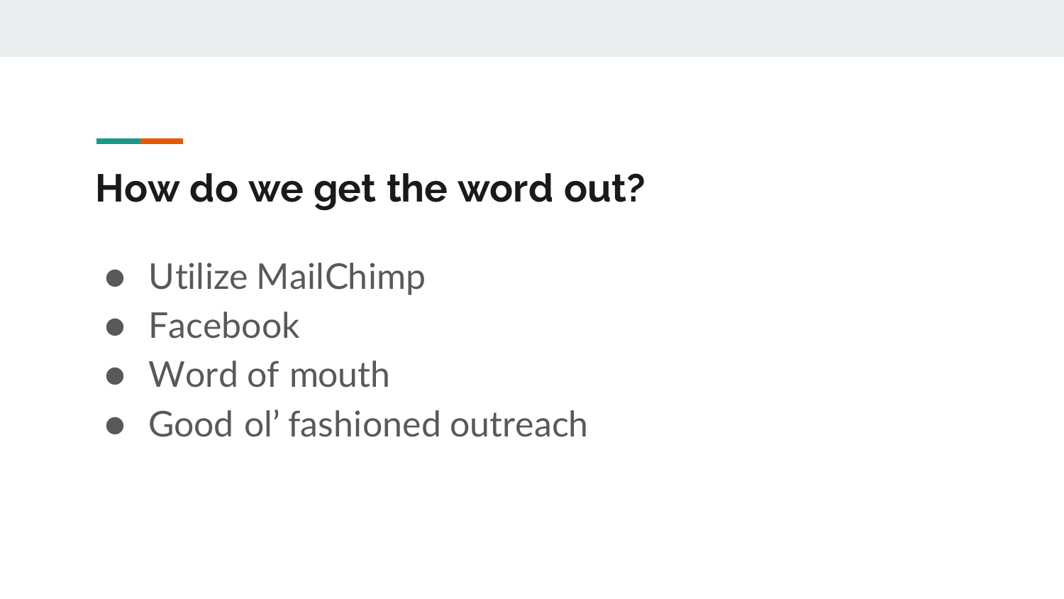## How do we get the word out?

- Utilize MailChimp
- Facebook
- Word of mouth
- Good ol' fashioned outreach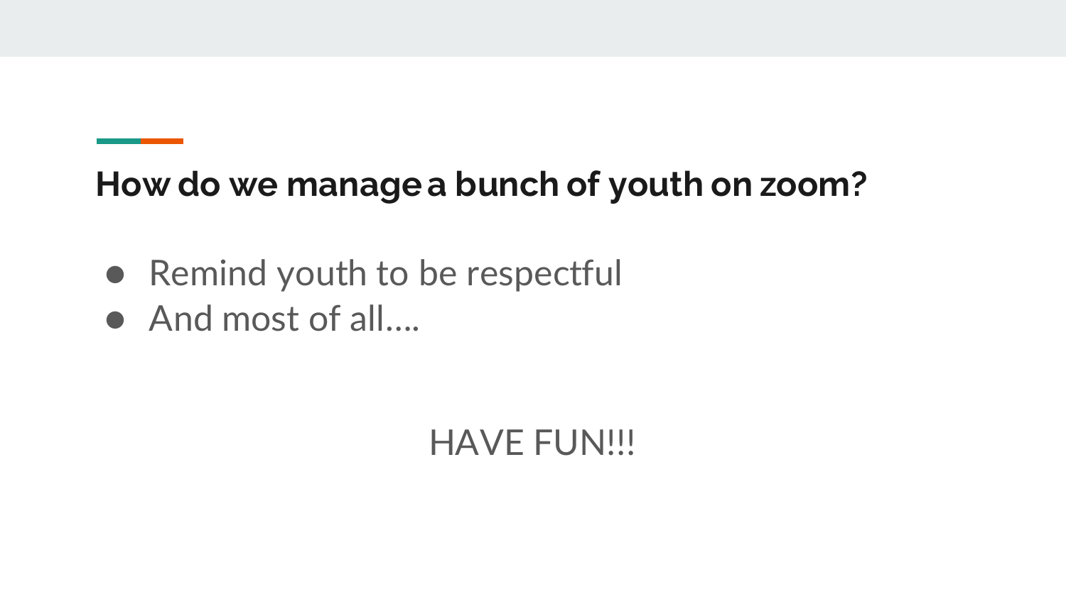## How do we manage a bunch of youth on zoom?

- Remind youth to be respectful
- And most of all….

HAVE FUN!!!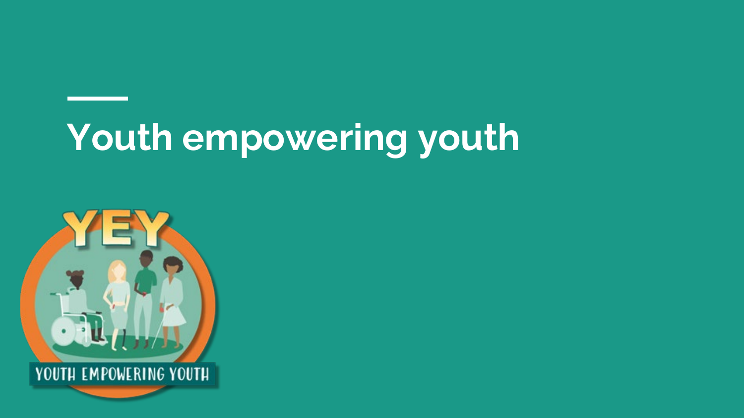# Youth empowering youth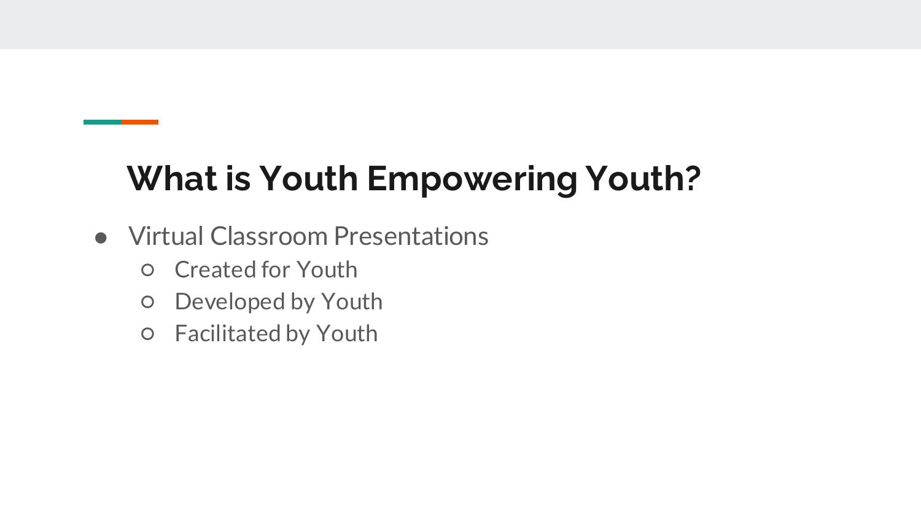## What is Youth Empowering Youth?

- Virtual Classroom Presentations
  - Created for Youth
  - Developed by Youth
  - Facilitated by Youth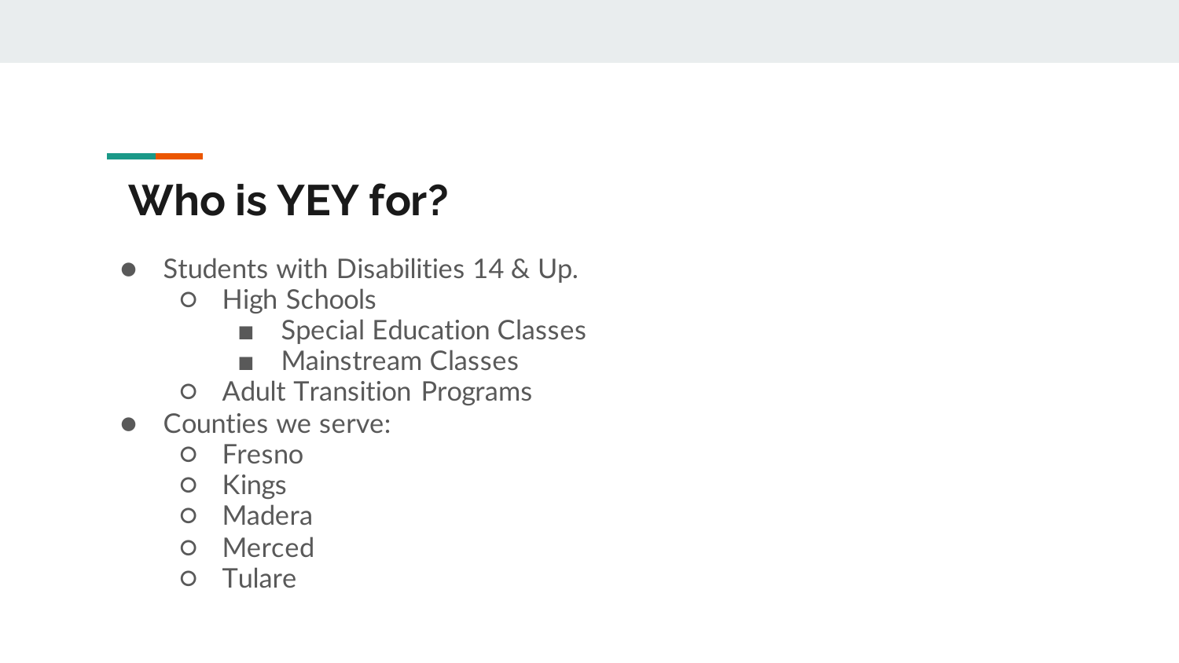# Who is YEY for?

- Students with Disabilities 14 & Up.
  - High Schools
    - Special Education Classes
    - Mainstream Classes
  - Adult Transition Programs
- Counties we serve:
  - Fresno
  - Kings
  - Madera
  - Merced
  - Tulare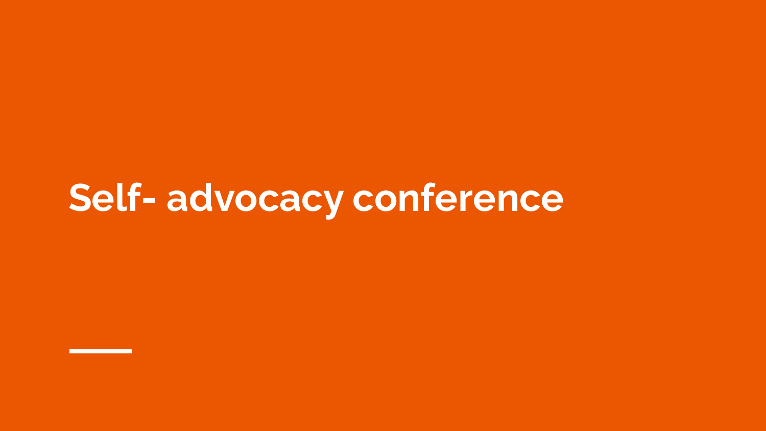# Self- advocacy conference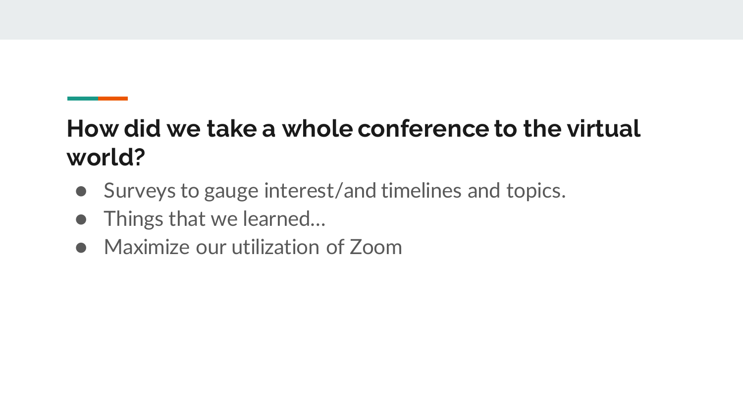## How did we take a whole conference to the virtual world?

- Surveys to gauge interest/and timelines and topics.
- Things that we learned…
- Maximize our utilization of Zoom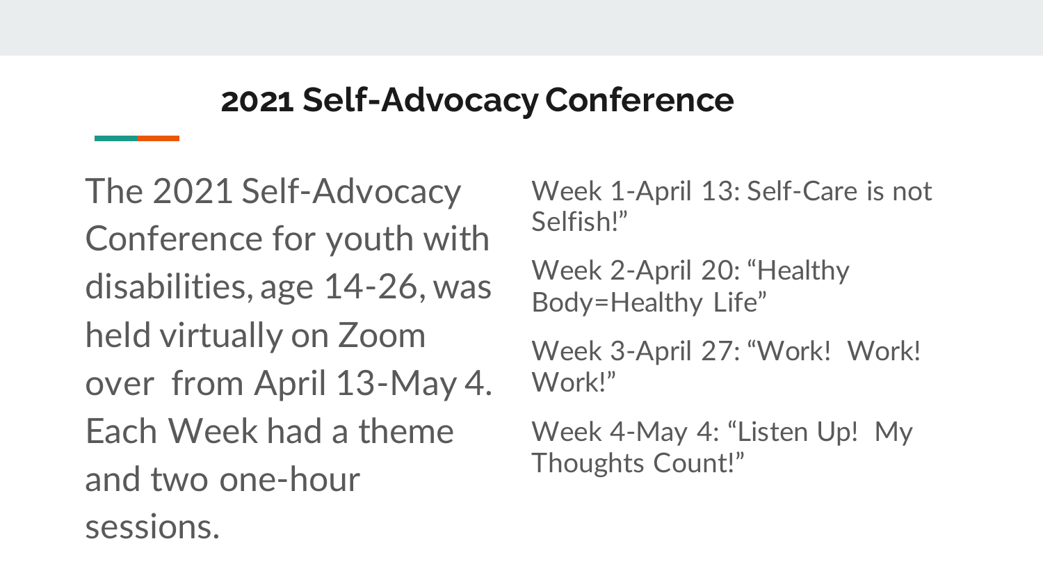## 2021 Self-Advocacy Conference

The 2021 Self-Advocacy Conference for youth with disabilities, age 14-26, was held virtually on Zoom over  from April 13-May 4. Each Week had a theme and two one-hour sessions.

Week 1-April 13: Self-Care is not Selfish!"

Week 2-April 20: "Healthy Body=Healthy Life"

Week 3-April 27: "Work!  Work! Work!"

Week 4-May 4: "Listen Up!  My Thoughts Count!"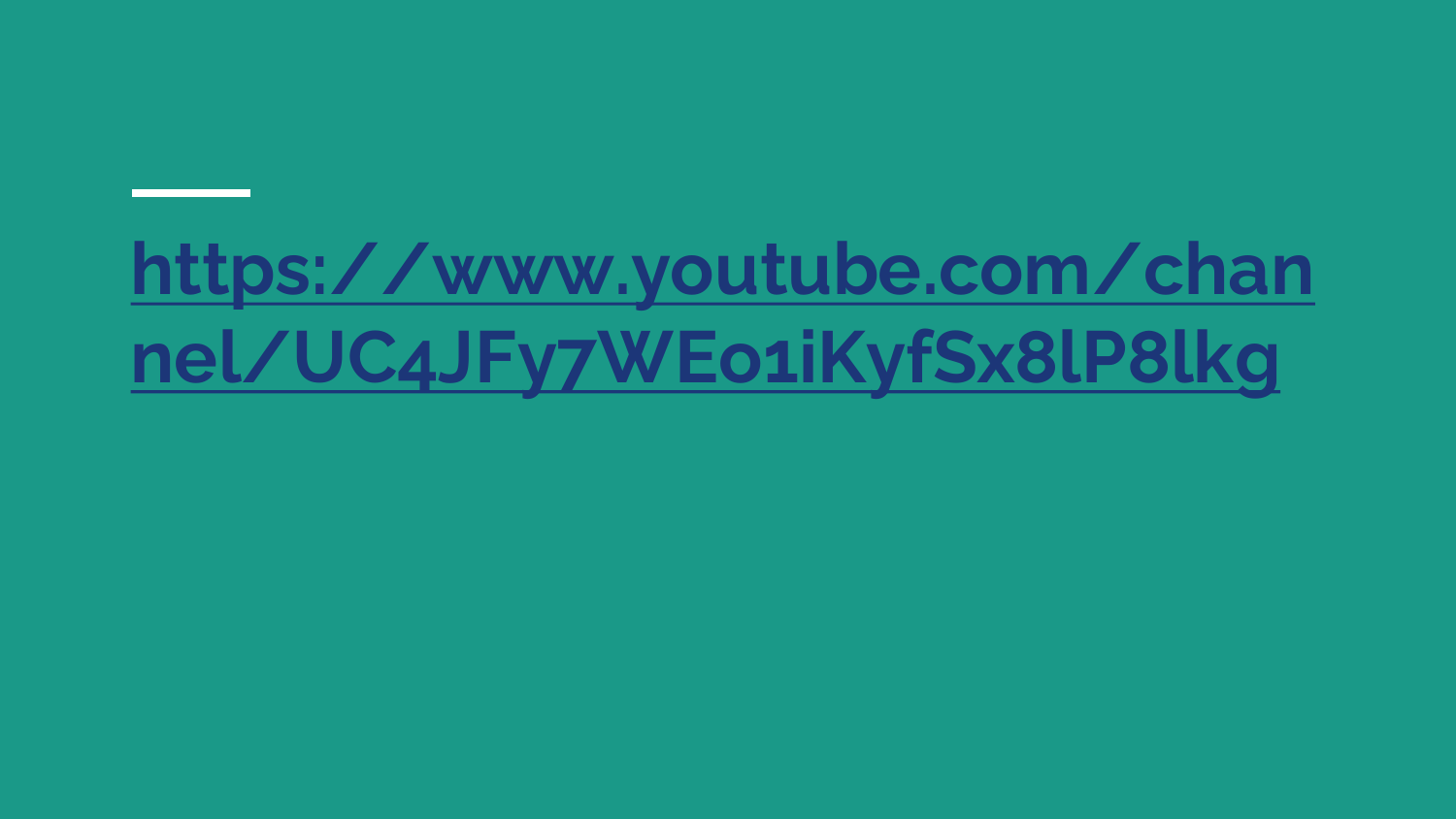# https://www.youtube.com/channel/UC4JFy7WEo1iKyfSx8lP8lkg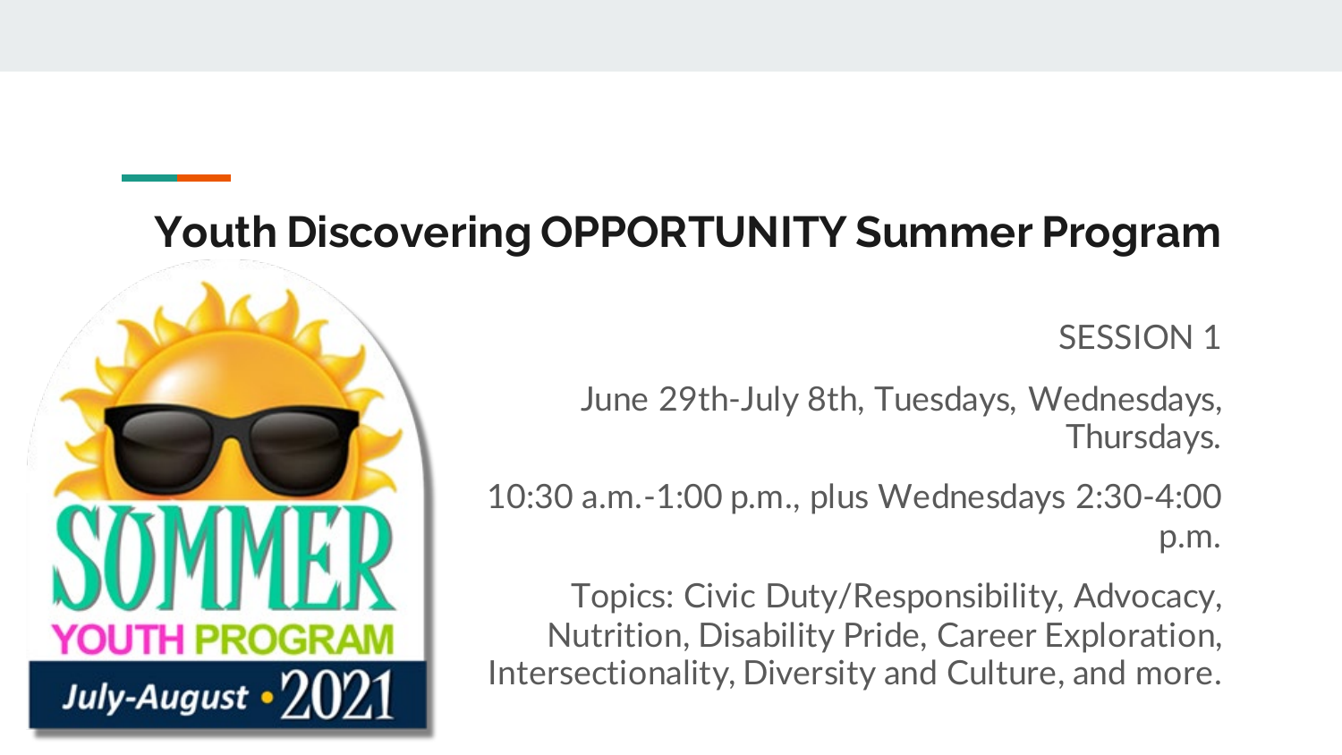## Youth Discovering OPPORTUNITY Summer Program

SUMMER YOUTH PROGRAM July-August • 2021

SESSION 1

June 29th-July 8th, Tuesdays, Wednesdays, Thursdays.

10:30 a.m.-1:00 p.m., plus Wednesdays 2:30-4:00 p.m.

Topics: Civic Duty/Responsibility, Advocacy, Nutrition, Disability Pride, Career Exploration, Intersectionality, Diversity and Culture, and more.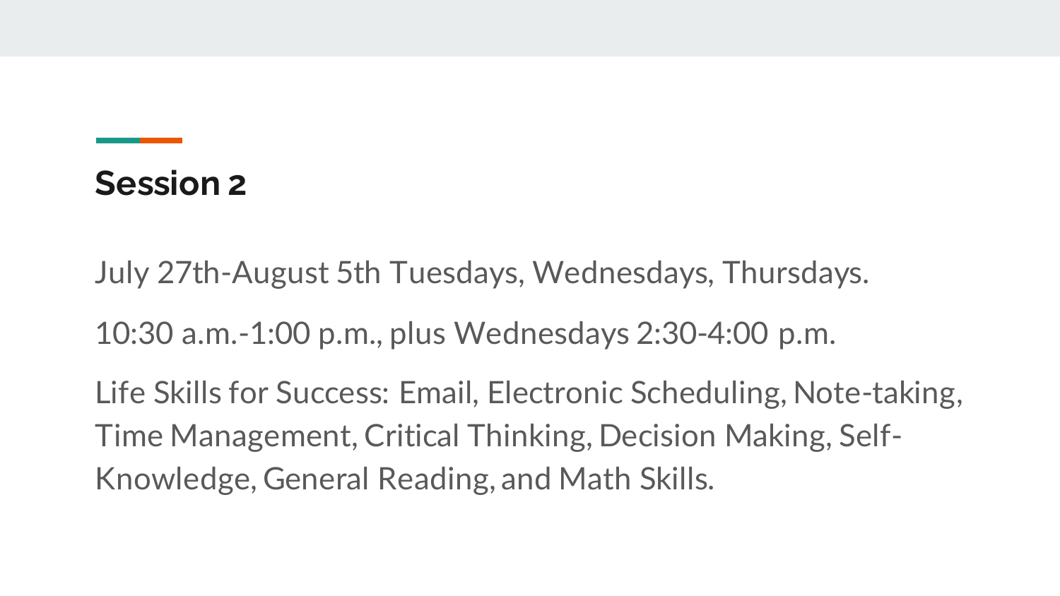## Session 2

July 27th-August 5th Tuesdays, Wednesdays, Thursdays.

10:30 a.m.-1:00 p.m., plus Wednesdays 2:30-4:00 p.m.

Life Skills for Success: Email, Electronic Scheduling, Note-taking, Time Management, Critical Thinking, Decision Making, Self-Knowledge, General Reading, and Math Skills.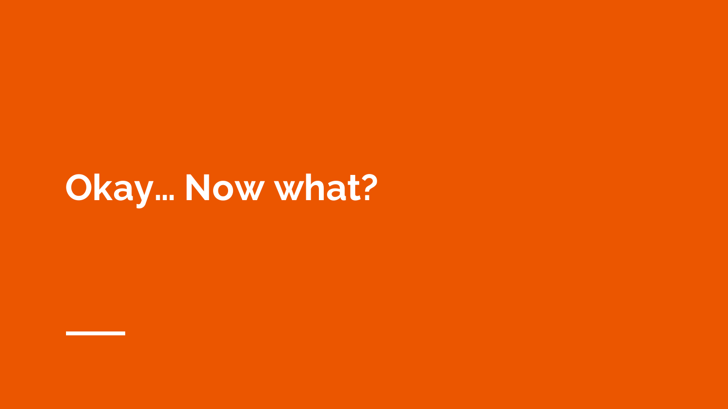# Okay... Now what?